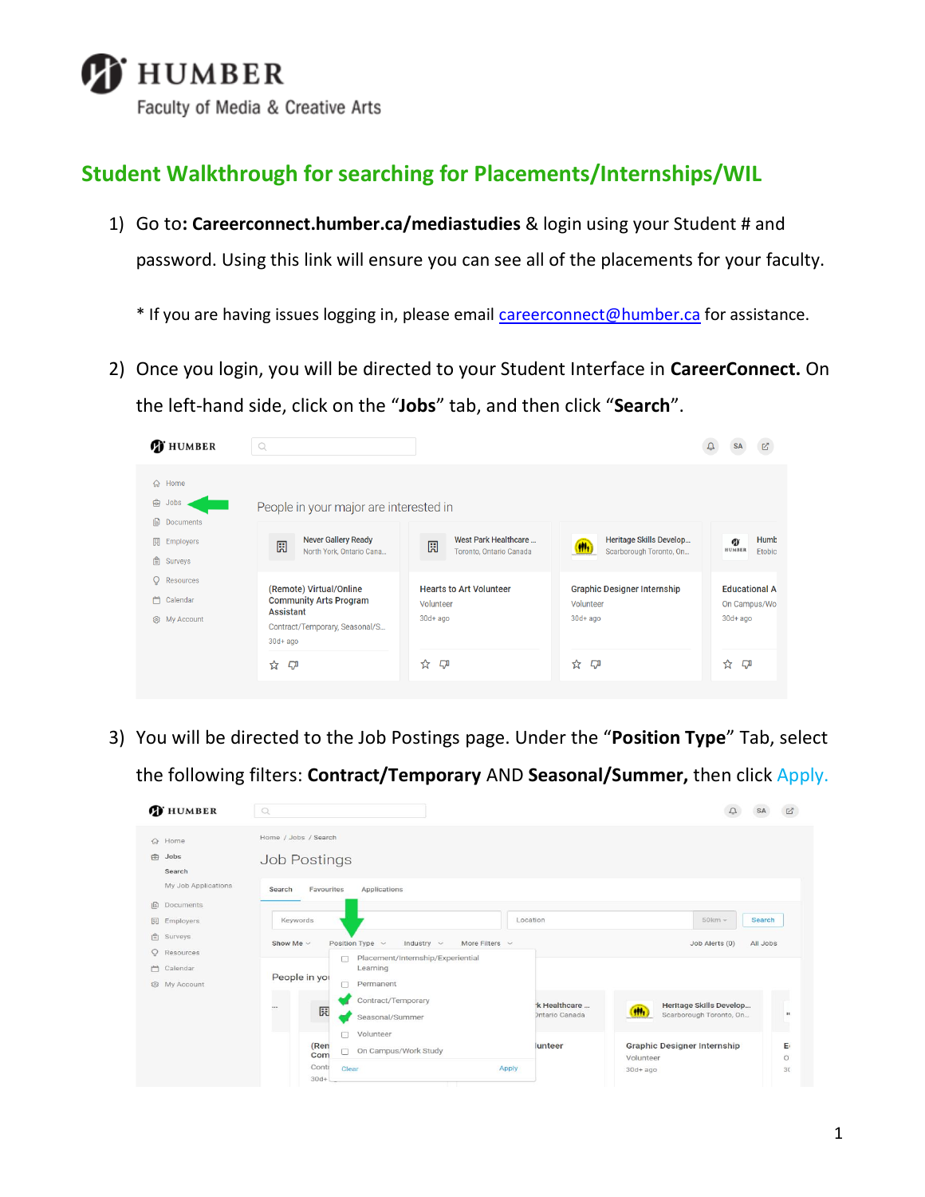HUMBER
Faculty of Media & Creative Arts

## Student Walkthrough for searching for Placements/Internships/WIL

1) Go to: **Careerconnect.humber.ca/mediastudies** & login using your Student # and password. Using this link will ensure you can see all of the placements for your faculty.

   * If you are having issues logging in, please email careerconnect@humber.ca for assistance.

2) Once you login, you will be directed to your Student Interface in **CareerConnect.** On the left-hand side, click on the "**Jobs**" tab, and then click "**Search**".

3) You will be directed to the Job Postings page. Under the "**Position Type**" Tab, select the following filters: **Contract/Temporary** AND **Seasonal/Summer,** then click Apply.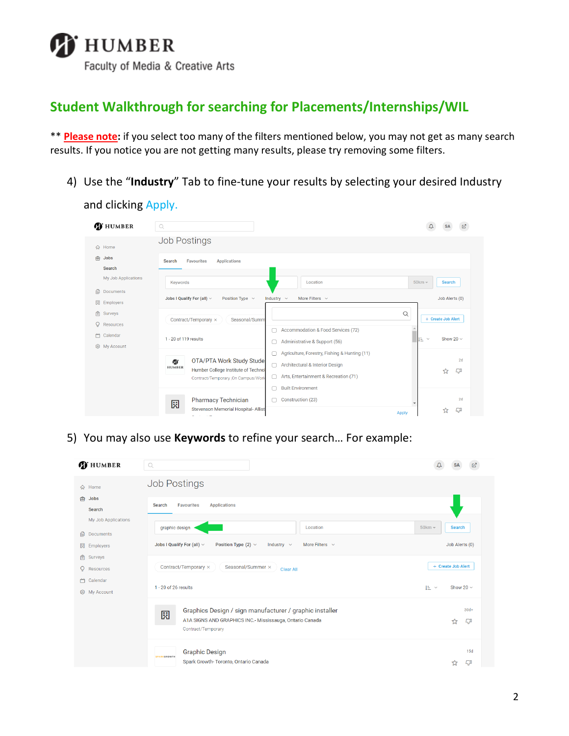**HUMBER**
Faculty of Media & Creative Arts

## Student Walkthrough for searching for Placements/Internships/WIL

** **Please note**: if you select too many of the filters mentioned below, you may not get as many search results. If you notice you are not getting many results, please try removing some filters.

4) Use the "**Industry**" Tab to fine-tune your results by selecting your desired Industry and clicking Apply.

5) You may also use **Keywords** to refine your search… For example: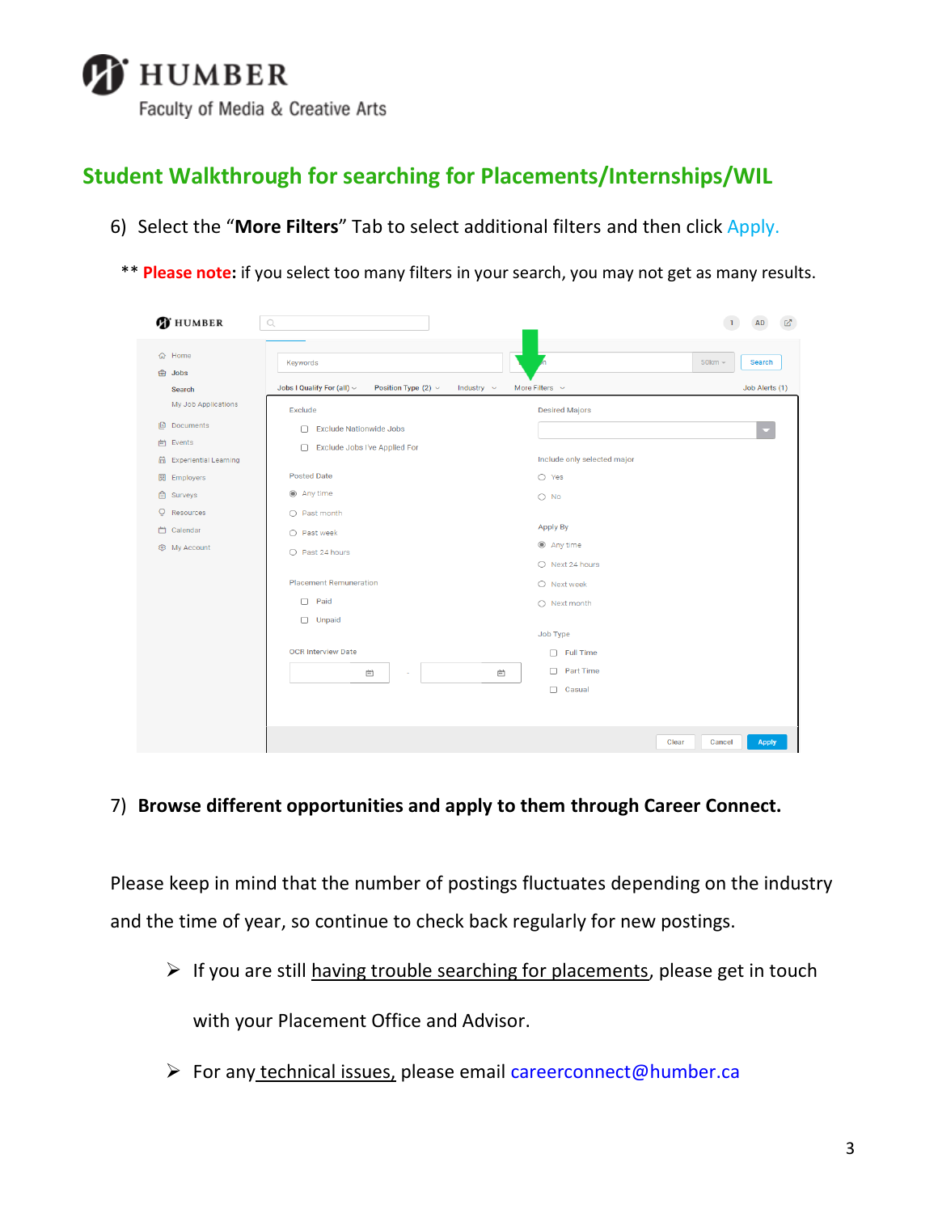![HUMBER Faculty of Media & Creative Arts]

## Student Walkthrough for searching for Placements/Internships/WIL

6) Select the "**More Filters**" Tab to select additional filters and then click Apply.

** **Please note:** if you select too many filters in your search, you may not get as many results.

7) **Browse different opportunities and apply to them through Career Connect.**

Please keep in mind that the number of postings fluctuates depending on the industry and the time of year, so continue to check back regularly for new postings.

- If you are still having trouble searching for placements, please get in touch with your Placement Office and Advisor.
- For any technical issues, please email careerconnect@humber.ca